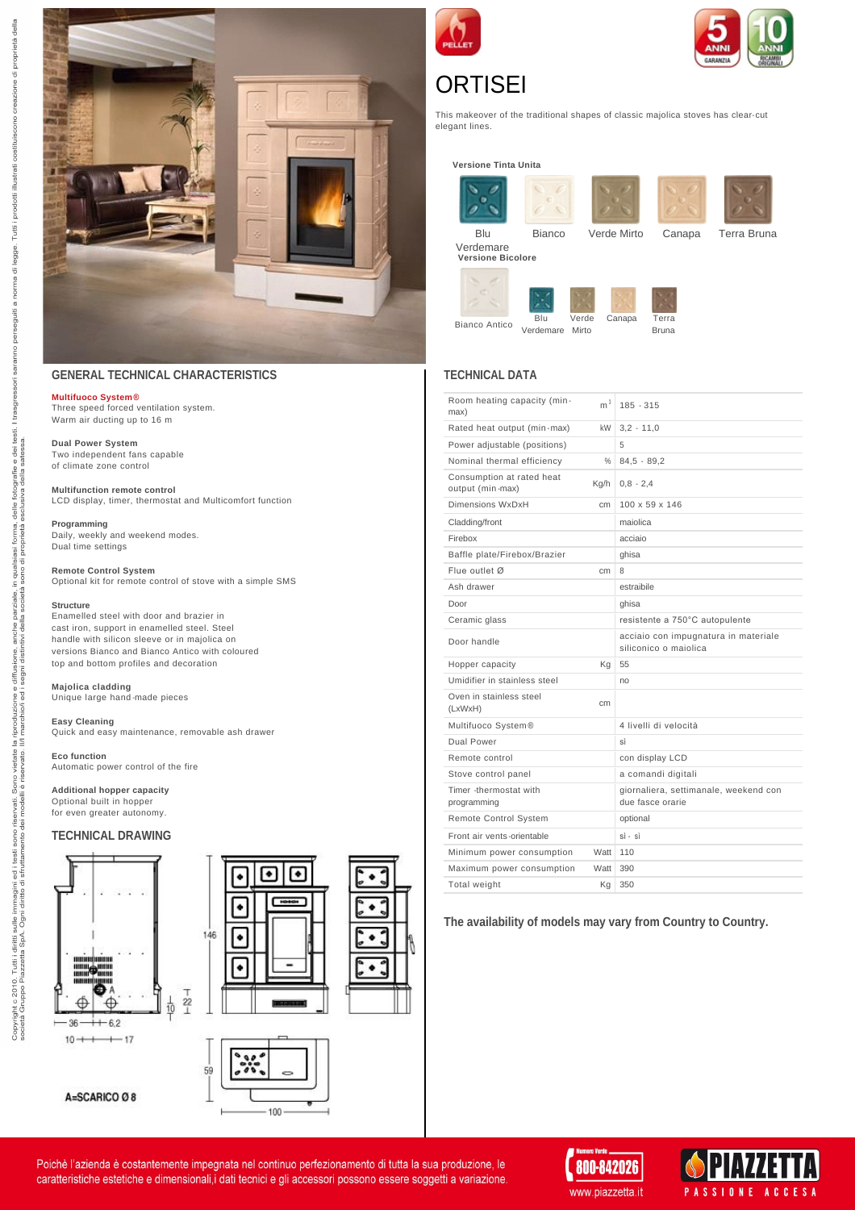# ORTISEI

This makeover of the traditional shapes of classic majolica stoves has clear-cut elegant lines.

**Versione Tinta Unita**

Blu Verdemare, Bianco, Verde Mirto, Canapa, Terra Bruna

**Versione Bicolore**

Bianco Antico — Blu Verdemare, Verde Mirto, Canapa, Terra Bruna

## GENERAL TECHNICAL CHARACTERISTICS

**Multifuoco System®**
Three speed forced ventilation system.
Warm air ducting up to 16 m

**Dual Power System**
Two independent fans capable
of climate zone control

**Multifunction remote control**
LCD display, timer, thermostat and Multicomfort function

**Programming**
Daily, weekly and weekend modes.
Dual time settings

**Remote Control System**
Optional kit for remote control of stove with a simple SMS

**Structure**
Enamelled steel with door and brazier in cast iron, support in enamelled steel. Steel handle with silicon sleeve or in majolica on versions Bianco and Bianco Antico with coloured top and bottom profiles and decoration

**Majolica cladding**
Unique large hand-made pieces

**Easy Cleaning**
Quick and easy maintenance, removable ash drawer

**Eco function**
Automatic power control of the fire

**Additional hopper capacity**
Optional built in hopper
for even greater autonomy.

## TECHNICAL DRAWING

A=SCARICO Ø 8

## TECHNICAL DATA

| | | |
|---|---|---|
| Room heating capacity (min-max) | $m^3$ | 185 - 315 |
| Rated heat output (min-max) | kW | 3,2 - 11,0 |
| Power adjustable (positions) | | 5 |
| Nominal thermal efficiency | % | 84,5 - 89,2 |
| Consumption at rated heat output (min-max) | Kg/h | 0,8 - 2,4 |
| Dimensions WxDxH | cm | 100 x 59 x 146 |
| Cladding/front | | maiolica |
| Firebox | | acciaio |
| Baffle plate/Firebox/Brazier | | ghisa |
| Flue outlet Ø | cm | 8 |
| Ash drawer | | estraibile |
| Door | | ghisa |
| Ceramic glass | | resistente a 750°C autopulente |
| Door handle | | acciaio con impugnatura in materiale siliconico o maiolica |
| Hopper capacity | Kg | 55 |
| Umidifier in stainless steel | | no |
| Oven in stainless steel (LxWxH) | cm | |
| Multifuoco System® | | 4 livelli di velocità |
| Dual Power | | sì |
| Remote control | | con display LCD |
| Stove control panel | | a comandi digitali |
| Timer -thermostat with programming | | giornaliera, settimanale, weekend con due fasce orarie |
| Remote Control System | | optional |
| Front air vents-orientable | | sì - sì |
| Minimum power consumption | Watt | 110 |
| Maximum power consumption | Watt | 390 |
| Total weight | Kg | 350 |

**The availability of models may vary from Country to Country.**

Poichè l'azienda è costantemente impegnata nel continuo perfezionamento di tutta la sua produzione, le caratteristiche estetiche e dimensionali,i dati tecnici e gli accessori possono essere soggetti a variazione.

Numero Verde 800-842026 — www.piazzetta.it — PIAZZETTA PASSIONE ACCESA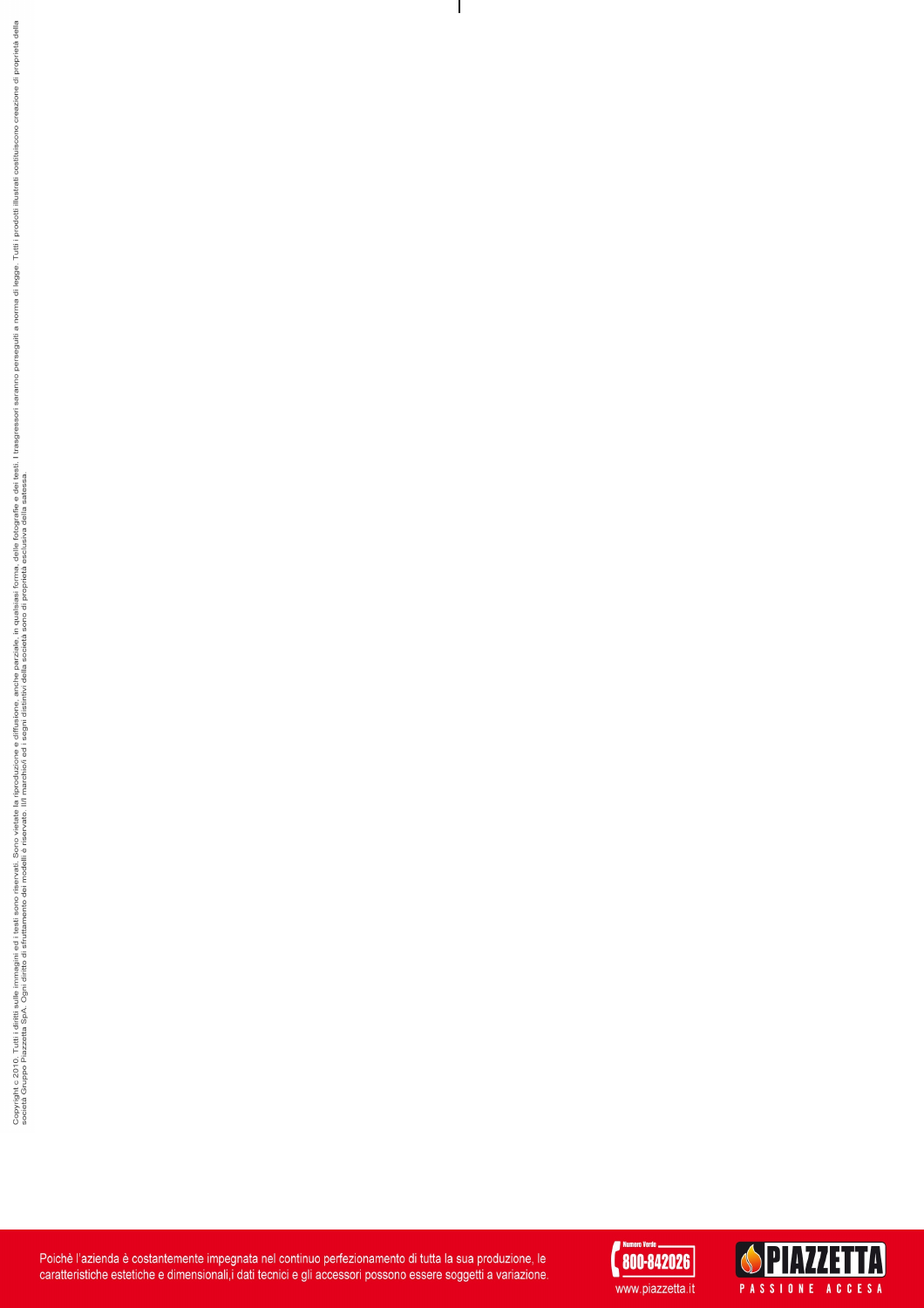Copyright c 2010. Tutti i diritti sulle immagini ed i testi sono riservati. Sono vietate la riproduzione e diffusione, anche parziale, in qualsiasi forma, delle fotografie e dei testi. I trasgressori saranno perseguiti a norma di legge. Tutti i prodotti illustrati costituiscono creazione di proprietà della società Gruppo Piazzetta SpA. Ogni diritto di sfruttamento dei modelli è riservato. I/I marchi/ed i segni distintivi della società sono di proprietà esclusiva della stessa.

Poichè l'azienda è costantemente impegnata nel continuo perfezionamento di tutta la sua produzione, le caratteristiche estetiche e dimensionali,i dati tecnici e gli accessori possono essere soggetti a variazione.

Numero Verde 800-842026

www.piazzetta.it

PIAZZETTA

PASSIONE ACCESA